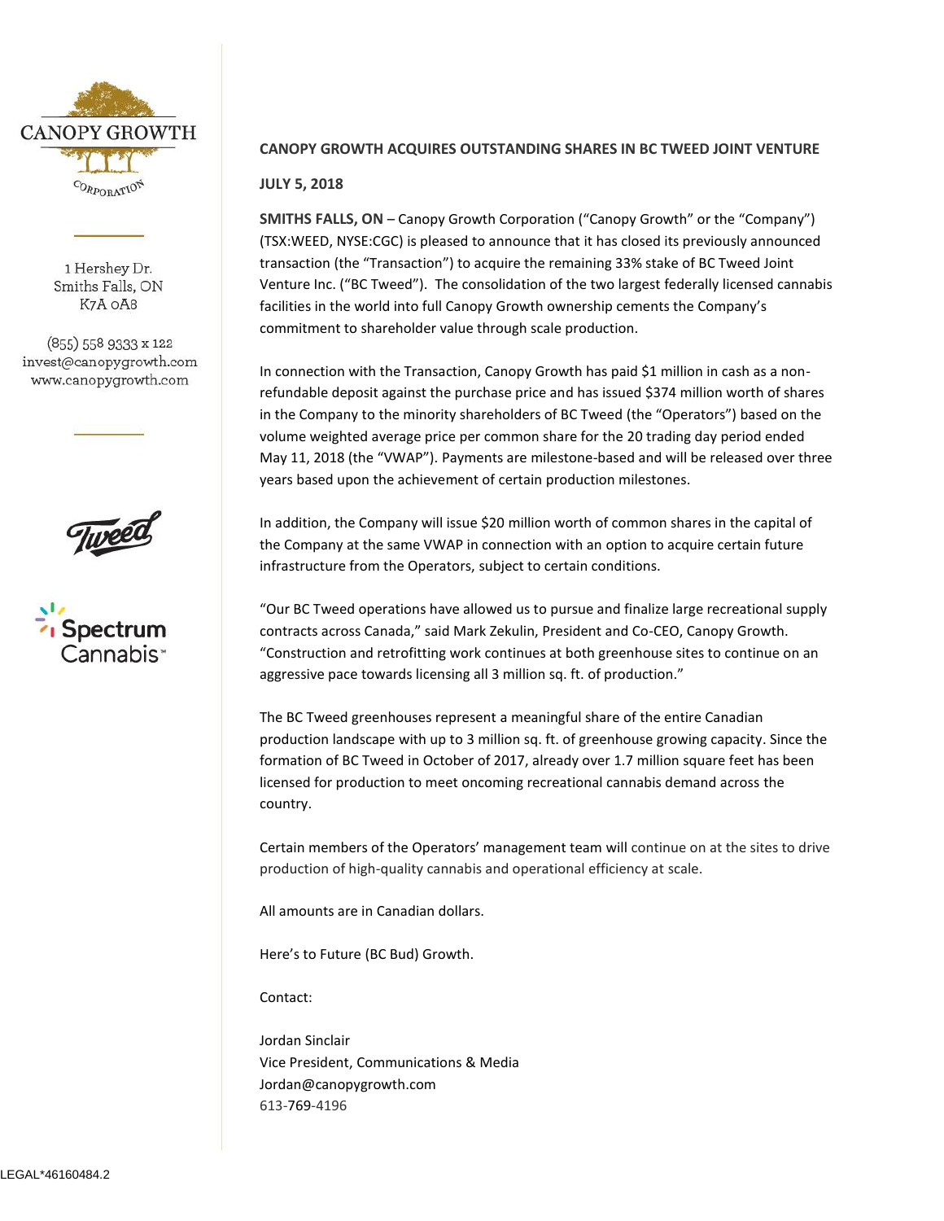CANOPY GROWTH

CORPORATION

1 Hershey Dr.
Smiths Falls, ON
K7A 0A8

(855) 558 9333 x 122
invest@canopygrowth.com
www.canopygrowth.com

Tweed

Spectrum Cannabis™

**CANOPY GROWTH ACQUIRES OUTSTANDING SHARES IN BC TWEED JOINT VENTURE**

**JULY 5, 2018**

**SMITHS FALLS, ON** – Canopy Growth Corporation ("Canopy Growth" or the "Company") (TSX:WEED, NYSE:CGC) is pleased to announce that it has closed its previously announced transaction (the "Transaction") to acquire the remaining 33% stake of BC Tweed Joint Venture Inc. ("BC Tweed"). The consolidation of the two largest federally licensed cannabis facilities in the world into full Canopy Growth ownership cements the Company's commitment to shareholder value through scale production.

In connection with the Transaction, Canopy Growth has paid $1 million in cash as a non-refundable deposit against the purchase price and has issued $374 million worth of shares in the Company to the minority shareholders of BC Tweed (the "Operators") based on the volume weighted average price per common share for the 20 trading day period ended May 11, 2018 (the "VWAP"). Payments are milestone-based and will be released over three years based upon the achievement of certain production milestones.

In addition, the Company will issue $20 million worth of common shares in the capital of the Company at the same VWAP in connection with an option to acquire certain future infrastructure from the Operators, subject to certain conditions.

"Our BC Tweed operations have allowed us to pursue and finalize large recreational supply contracts across Canada," said Mark Zekulin, President and Co-CEO, Canopy Growth. "Construction and retrofitting work continues at both greenhouse sites to continue on an aggressive pace towards licensing all 3 million sq. ft. of production."

The BC Tweed greenhouses represent a meaningful share of the entire Canadian production landscape with up to 3 million sq. ft. of greenhouse growing capacity. Since the formation of BC Tweed in October of 2017, already over 1.7 million square feet has been licensed for production to meet oncoming recreational cannabis demand across the country.

Certain members of the Operators' management team will continue on at the sites to drive production of high-quality cannabis and operational efficiency at scale.

All amounts are in Canadian dollars.

Here's to Future (BC Bud) Growth.

Contact:

Jordan Sinclair
Vice President, Communications & Media
Jordan@canopygrowth.com
613-769-4196

LEGAL*46160484.2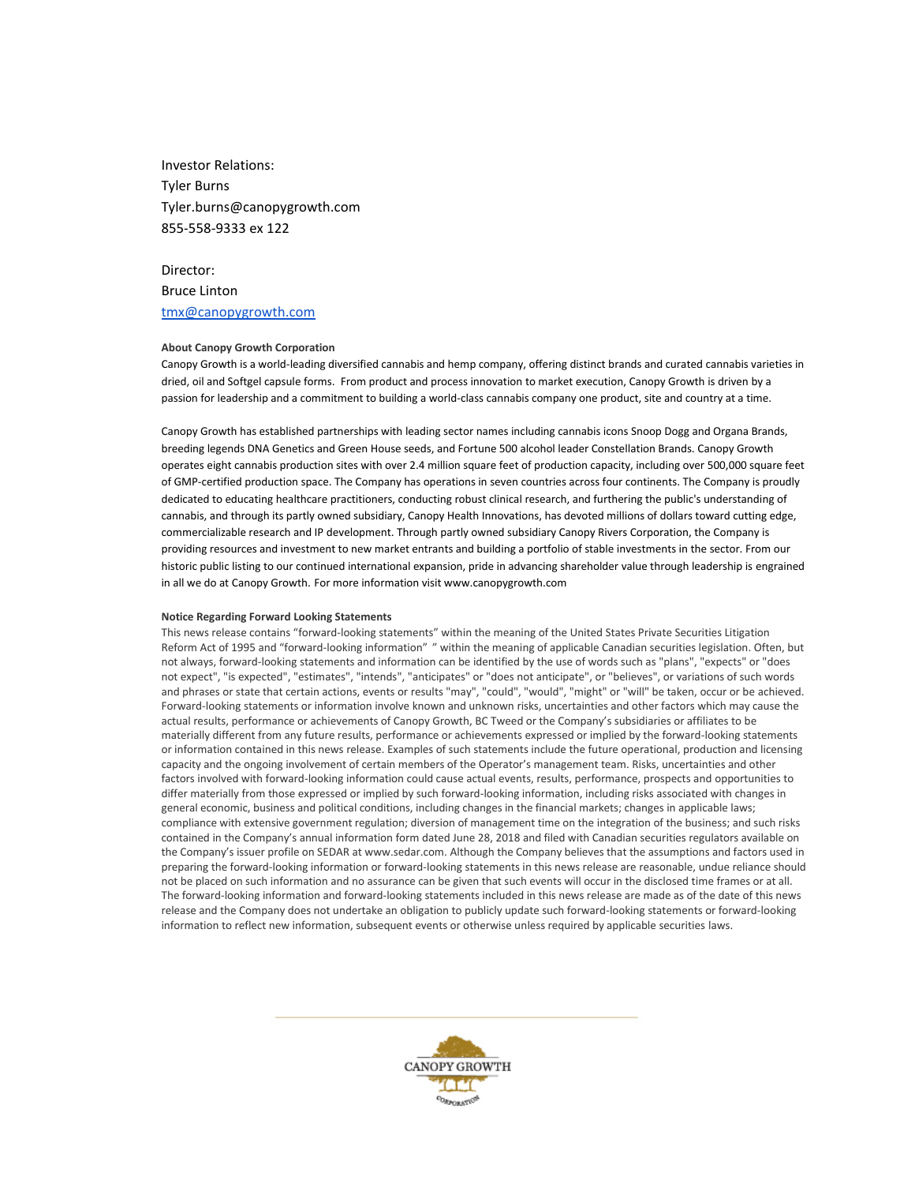Investor Relations:
Tyler Burns
Tyler.burns@canopygrowth.com
855-558-9333 ex 122

Director:
Bruce Linton
tmx@canopygrowth.com

**About Canopy Growth Corporation**

Canopy Growth is a world-leading diversified cannabis and hemp company, offering distinct brands and curated cannabis varieties in dried, oil and Softgel capsule forms. From product and process innovation to market execution, Canopy Growth is driven by a passion for leadership and a commitment to building a world-class cannabis company one product, site and country at a time.

Canopy Growth has established partnerships with leading sector names including cannabis icons Snoop Dogg and Organa Brands, breeding legends DNA Genetics and Green House seeds, and Fortune 500 alcohol leader Constellation Brands. Canopy Growth operates eight cannabis production sites with over 2.4 million square feet of production capacity, including over 500,000 square feet of GMP-certified production space. The Company has operations in seven countries across four continents. The Company is proudly dedicated to educating healthcare practitioners, conducting robust clinical research, and furthering the public's understanding of cannabis, and through its partly owned subsidiary, Canopy Health Innovations, has devoted millions of dollars toward cutting edge, commercializable research and IP development. Through partly owned subsidiary Canopy Rivers Corporation, the Company is providing resources and investment to new market entrants and building a portfolio of stable investments in the sector. From our historic public listing to our continued international expansion, pride in advancing shareholder value through leadership is engrained in all we do at Canopy Growth. For more information visit www.canopygrowth.com

**Notice Regarding Forward Looking Statements**

This news release contains "forward-looking statements" within the meaning of the United States Private Securities Litigation Reform Act of 1995 and "forward-looking information" " within the meaning of applicable Canadian securities legislation. Often, but not always, forward-looking statements and information can be identified by the use of words such as "plans", "expects" or "does not expect", "is expected", "estimates", "intends", "anticipates" or "does not anticipate", or "believes", or variations of such words and phrases or state that certain actions, events or results "may", "could", "would", "might" or "will" be taken, occur or be achieved. Forward-looking statements or information involve known and unknown risks, uncertainties and other factors which may cause the actual results, performance or achievements of Canopy Growth, BC Tweed or the Company's subsidiaries or affiliates to be materially different from any future results, performance or achievements expressed or implied by the forward-looking statements or information contained in this news release. Examples of such statements include the future operational, production and licensing capacity and the ongoing involvement of certain members of the Operator's management team. Risks, uncertainties and other factors involved with forward-looking information could cause actual events, results, performance, prospects and opportunities to differ materially from those expressed or implied by such forward-looking information, including risks associated with changes in general economic, business and political conditions, including changes in the financial markets; changes in applicable laws; compliance with extensive government regulation; diversion of management time on the integration of the business; and such risks contained in the Company's annual information form dated June 28, 2018 and filed with Canadian securities regulators available on the Company's issuer profile on SEDAR at www.sedar.com. Although the Company believes that the assumptions and factors used in preparing the forward-looking information or forward-looking statements in this news release are reasonable, undue reliance should not be placed on such information and no assurance can be given that such events will occur in the disclosed time frames or at all. The forward-looking information and forward-looking statements included in this news release are made as of the date of this news release and the Company does not undertake an obligation to publicly update such forward-looking statements or forward-looking information to reflect new information, subsequent events or otherwise unless required by applicable securities laws.

CANOPY GROWTH CORPORATION